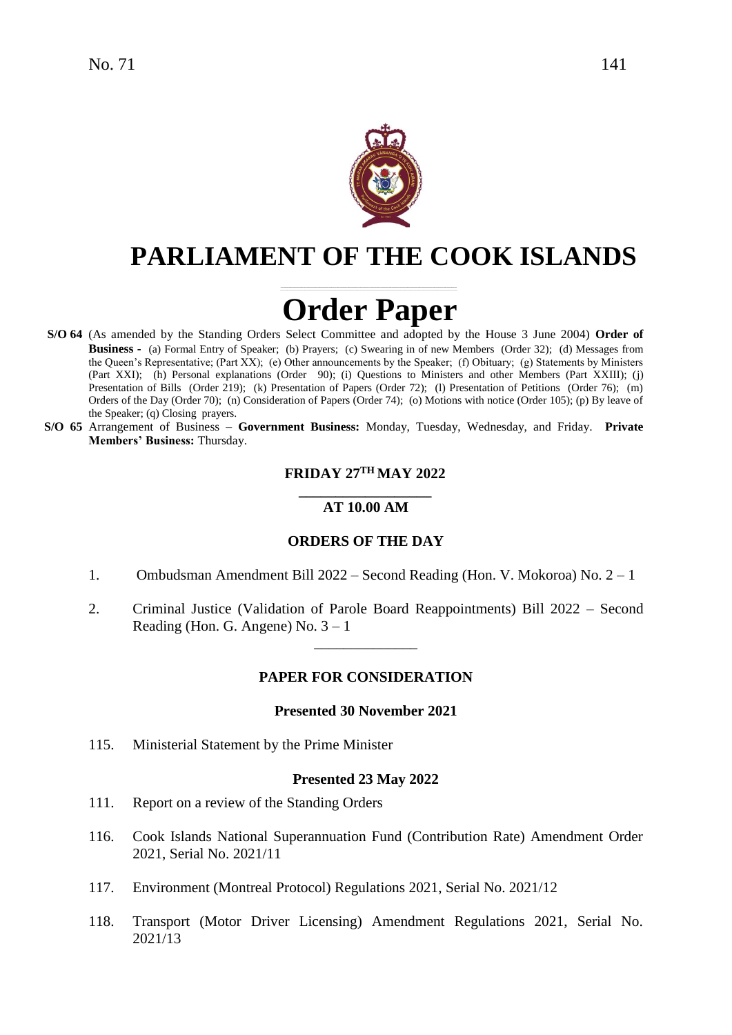# PARLIAMENT OF THE COOK ISLANDS

# Order Paper

**S/O 64** (As amended by the Standing Orders Select Committee and adopted by the House 3 June 2004) **Order of Business -** (a) Formal Entry of Speaker; (b) Prayers; (c) Swearing in of new Members (Order 32); (d) Messages from the Queen's Representative; (Part XX); (e) Other announcements by the Speaker; (f) Obituary; (g) Statements by Ministers (Part XXI); (h) Personal explanations (Order 90); (i) Questions to Ministers and other Members (Part XXIII); (j) Presentation of Bills (Order 219); (k) Presentation of Papers (Order 72); (l) Presentation of Petitions (Order 76); (m) Orders of the Day (Order 70); (n) Consideration of Papers (Order 74); (o) Motions with notice (Order 105); (p) By leave of the Speaker; (q) Closing prayers.

**S/O 65** Arrangement of Business – **Government Business:** Monday, Tuesday, Wednesday, and Friday. **Private Members' Business:** Thursday.

### FRIDAY 27TH MAY 2022

### AT 10.00 AM

### ORDERS OF THE DAY

1. Ombudsman Amendment Bill 2022 – Second Reading (Hon. V. Mokoroa) No. 2 – 1
2. Criminal Justice (Validation of Parole Board Reappointments) Bill 2022 – Second Reading (Hon. G. Angene) No. 3 – 1

---

### PAPER FOR CONSIDERATION

#### Presented 30 November 2021

115. Ministerial Statement by the Prime Minister

#### Presented 23 May 2022

111. Report on a review of the Standing Orders

116. Cook Islands National Superannuation Fund (Contribution Rate) Amendment Order 2021, Serial No. 2021/11

117. Environment (Montreal Protocol) Regulations 2021, Serial No. 2021/12

118. Transport (Motor Driver Licensing) Amendment Regulations 2021, Serial No. 2021/13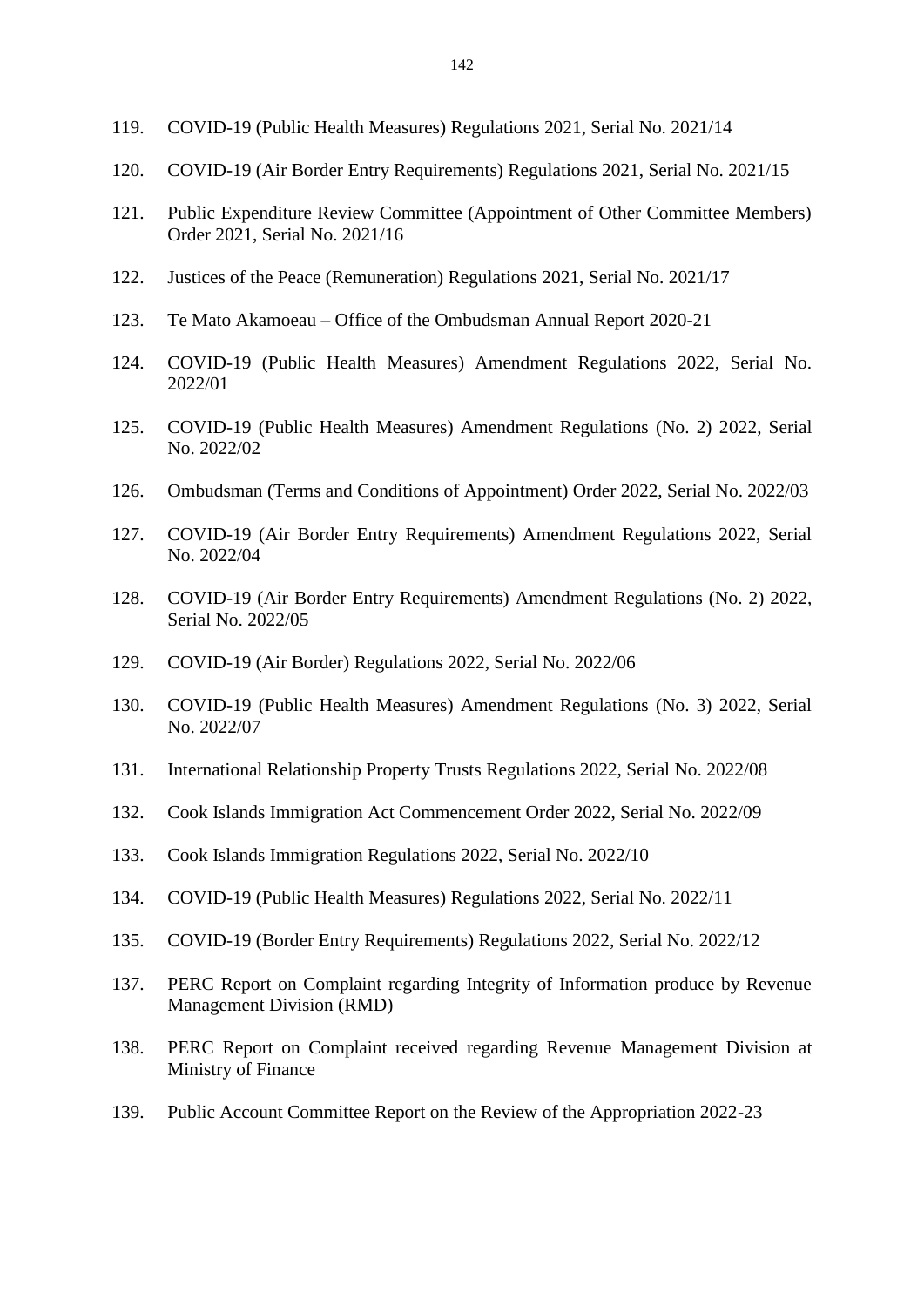119. COVID-19 (Public Health Measures) Regulations 2021, Serial No. 2021/14

120. COVID-19 (Air Border Entry Requirements) Regulations 2021, Serial No. 2021/15

121. Public Expenditure Review Committee (Appointment of Other Committee Members) Order 2021, Serial No. 2021/16

122. Justices of the Peace (Remuneration) Regulations 2021, Serial No. 2021/17

123. Te Mato Akamoeau – Office of the Ombudsman Annual Report 2020-21

124. COVID-19 (Public Health Measures) Amendment Regulations 2022, Serial No. 2022/01

125. COVID-19 (Public Health Measures) Amendment Regulations (No. 2) 2022, Serial No. 2022/02

126. Ombudsman (Terms and Conditions of Appointment) Order 2022, Serial No. 2022/03

127. COVID-19 (Air Border Entry Requirements) Amendment Regulations 2022, Serial No. 2022/04

128. COVID-19 (Air Border Entry Requirements) Amendment Regulations (No. 2) 2022, Serial No. 2022/05

129. COVID-19 (Air Border) Regulations 2022, Serial No. 2022/06

130. COVID-19 (Public Health Measures) Amendment Regulations (No. 3) 2022, Serial No. 2022/07

131. International Relationship Property Trusts Regulations 2022, Serial No. 2022/08

132. Cook Islands Immigration Act Commencement Order 2022, Serial No. 2022/09

133. Cook Islands Immigration Regulations 2022, Serial No. 2022/10

134. COVID-19 (Public Health Measures) Regulations 2022, Serial No. 2022/11

135. COVID-19 (Border Entry Requirements) Regulations 2022, Serial No. 2022/12

137. PERC Report on Complaint regarding Integrity of Information produce by Revenue Management Division (RMD)

138. PERC Report on Complaint received regarding Revenue Management Division at Ministry of Finance

139. Public Account Committee Report on the Review of the Appropriation 2022-23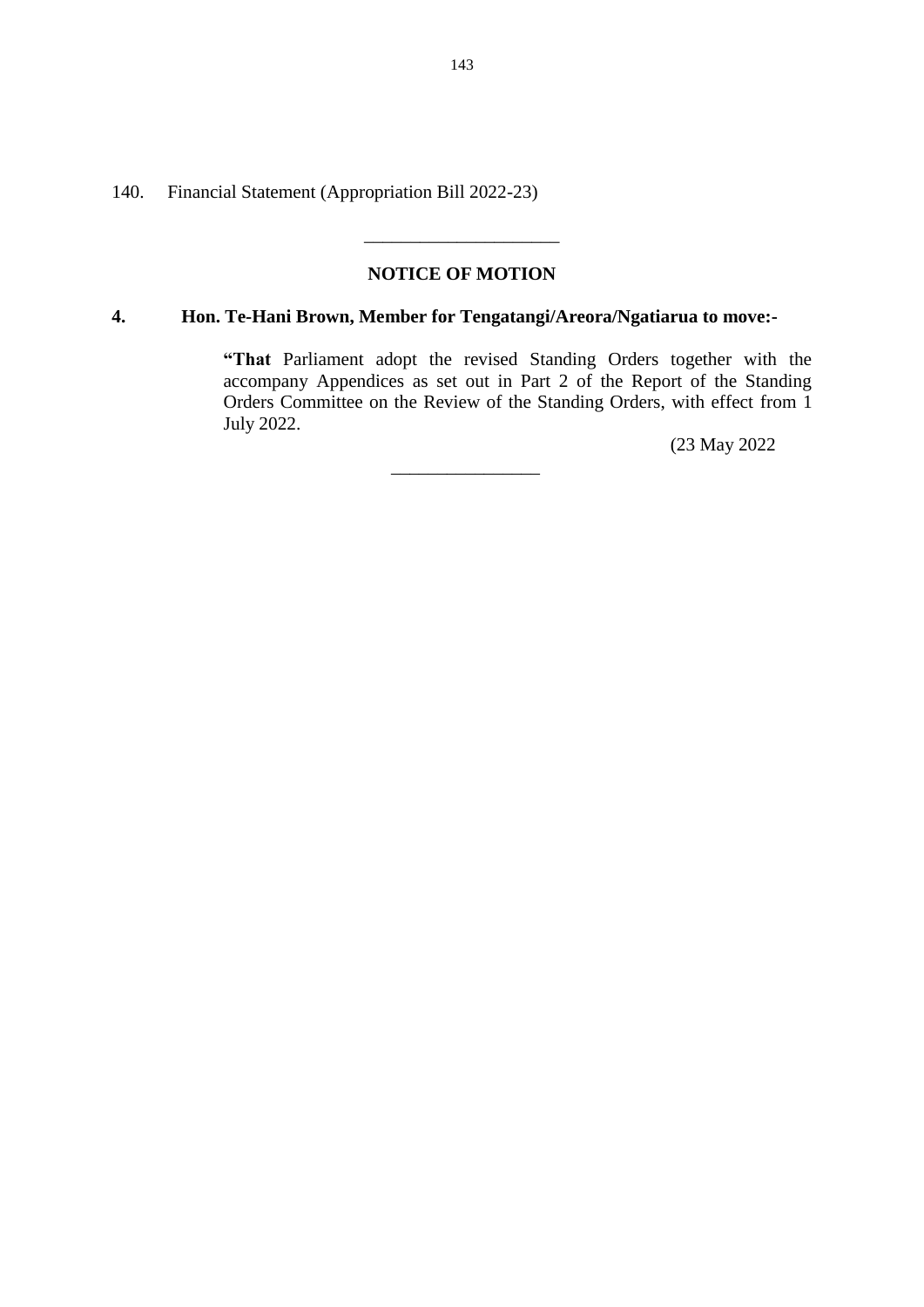140. Financial Statement (Appropriation Bill 2022-23)

---

## NOTICE OF MOTION

**4. Hon. Te-Hani Brown, Member for Tengatangi/Areora/Ngatiarua to move:-**

> **"That** Parliament adopt the revised Standing Orders together with the accompany Appendices as set out in Part 2 of the Report of the Standing Orders Committee on the Review of the Standing Orders, with effect from 1 July 2022.
>
> (23 May 2022

---